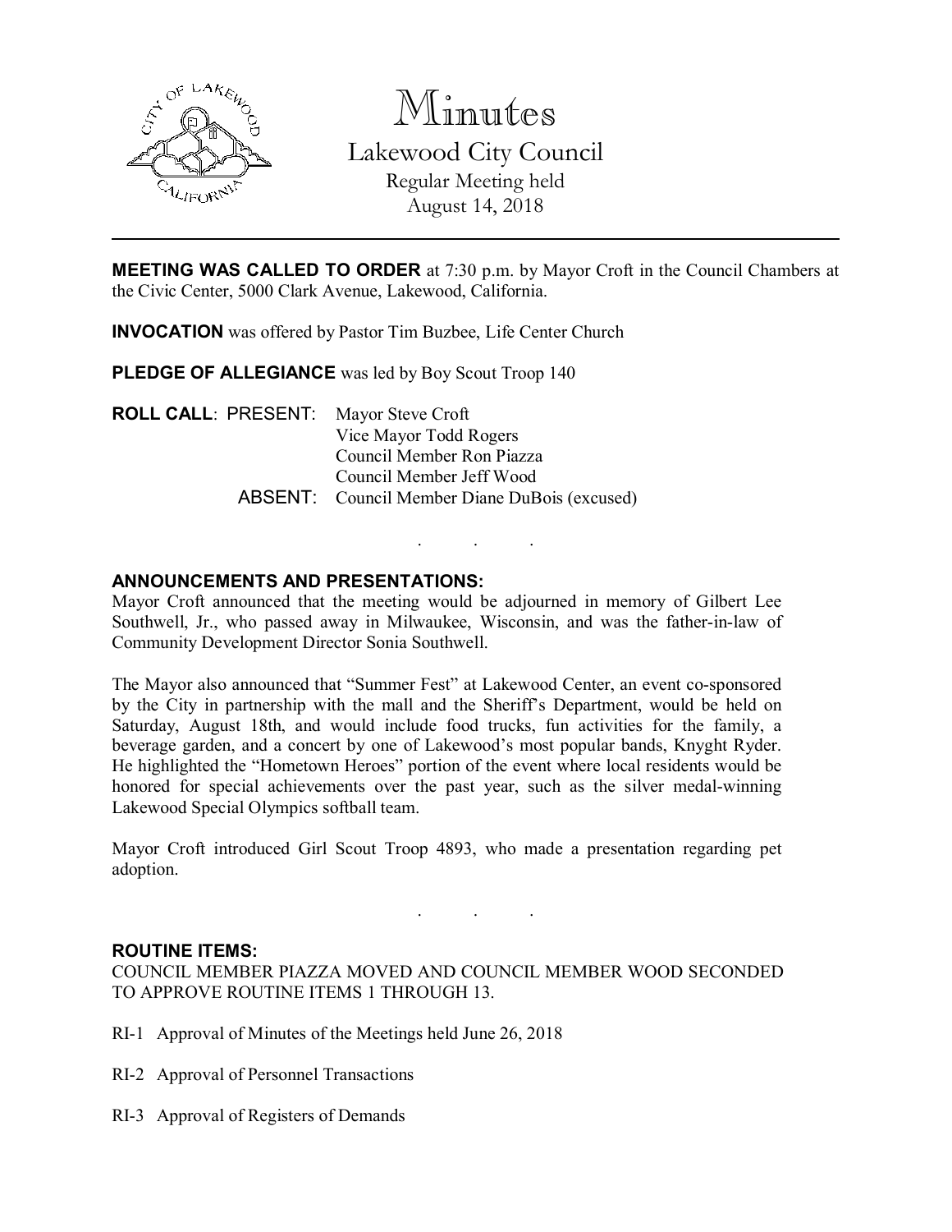# Minutes

## Lakewood City Council

Regular Meeting held
August 14, 2018

---

**MEETING WAS CALLED TO ORDER** at 7:30 p.m. by Mayor Croft in the Council Chambers at the Civic Center, 5000 Clark Avenue, Lakewood, California.

**INVOCATION** was offered by Pastor Tim Buzbee, Life Center Church

**PLEDGE OF ALLEGIANCE** was led by Boy Scout Troop 140

**ROLL CALL**: PRESENT: Mayor Steve Croft
Vice Mayor Todd Rogers
Council Member Ron Piazza
Council Member Jeff Wood
ABSENT: Council Member Diane DuBois (excused)

. . .

**ANNOUNCEMENTS AND PRESENTATIONS:**

Mayor Croft announced that the meeting would be adjourned in memory of Gilbert Lee Southwell, Jr., who passed away in Milwaukee, Wisconsin, and was the father-in-law of Community Development Director Sonia Southwell.

The Mayor also announced that "Summer Fest" at Lakewood Center, an event co-sponsored by the City in partnership with the mall and the Sheriff's Department, would be held on Saturday, August 18th, and would include food trucks, fun activities for the family, a beverage garden, and a concert by one of Lakewood's most popular bands, Knyght Ryder. He highlighted the "Hometown Heroes" portion of the event where local residents would be honored for special achievements over the past year, such as the silver medal-winning Lakewood Special Olympics softball team.

Mayor Croft introduced Girl Scout Troop 4893, who made a presentation regarding pet adoption.

. . .

**ROUTINE ITEMS:**

COUNCIL MEMBER PIAZZA MOVED AND COUNCIL MEMBER WOOD SECONDED TO APPROVE ROUTINE ITEMS 1 THROUGH 13.

RI-1 Approval of Minutes of the Meetings held June 26, 2018

RI-2 Approval of Personnel Transactions

RI-3 Approval of Registers of Demands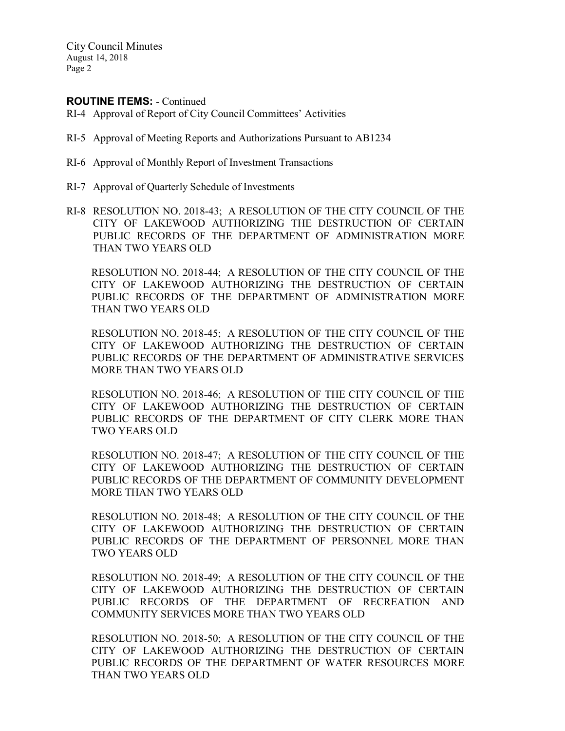**ROUTINE ITEMS:** - Continued

RI-4 Approval of Report of City Council Committees' Activities

RI-5 Approval of Meeting Reports and Authorizations Pursuant to AB1234

RI-6 Approval of Monthly Report of Investment Transactions

RI-7 Approval of Quarterly Schedule of Investments

RI-8 RESOLUTION NO. 2018-43; A RESOLUTION OF THE CITY COUNCIL OF THE CITY OF LAKEWOOD AUTHORIZING THE DESTRUCTION OF CERTAIN PUBLIC RECORDS OF THE DEPARTMENT OF ADMINISTRATION MORE THAN TWO YEARS OLD

RESOLUTION NO. 2018-44; A RESOLUTION OF THE CITY COUNCIL OF THE CITY OF LAKEWOOD AUTHORIZING THE DESTRUCTION OF CERTAIN PUBLIC RECORDS OF THE DEPARTMENT OF ADMINISTRATION MORE THAN TWO YEARS OLD

RESOLUTION NO. 2018-45; A RESOLUTION OF THE CITY COUNCIL OF THE CITY OF LAKEWOOD AUTHORIZING THE DESTRUCTION OF CERTAIN PUBLIC RECORDS OF THE DEPARTMENT OF ADMINISTRATIVE SERVICES MORE THAN TWO YEARS OLD

RESOLUTION NO. 2018-46; A RESOLUTION OF THE CITY COUNCIL OF THE CITY OF LAKEWOOD AUTHORIZING THE DESTRUCTION OF CERTAIN PUBLIC RECORDS OF THE DEPARTMENT OF CITY CLERK MORE THAN TWO YEARS OLD

RESOLUTION NO. 2018-47; A RESOLUTION OF THE CITY COUNCIL OF THE CITY OF LAKEWOOD AUTHORIZING THE DESTRUCTION OF CERTAIN PUBLIC RECORDS OF THE DEPARTMENT OF COMMUNITY DEVELOPMENT MORE THAN TWO YEARS OLD

RESOLUTION NO. 2018-48; A RESOLUTION OF THE CITY COUNCIL OF THE CITY OF LAKEWOOD AUTHORIZING THE DESTRUCTION OF CERTAIN PUBLIC RECORDS OF THE DEPARTMENT OF PERSONNEL MORE THAN TWO YEARS OLD

RESOLUTION NO. 2018-49; A RESOLUTION OF THE CITY COUNCIL OF THE CITY OF LAKEWOOD AUTHORIZING THE DESTRUCTION OF CERTAIN PUBLIC RECORDS OF THE DEPARTMENT OF RECREATION AND COMMUNITY SERVICES MORE THAN TWO YEARS OLD

RESOLUTION NO. 2018-50; A RESOLUTION OF THE CITY COUNCIL OF THE CITY OF LAKEWOOD AUTHORIZING THE DESTRUCTION OF CERTAIN PUBLIC RECORDS OF THE DEPARTMENT OF WATER RESOURCES MORE THAN TWO YEARS OLD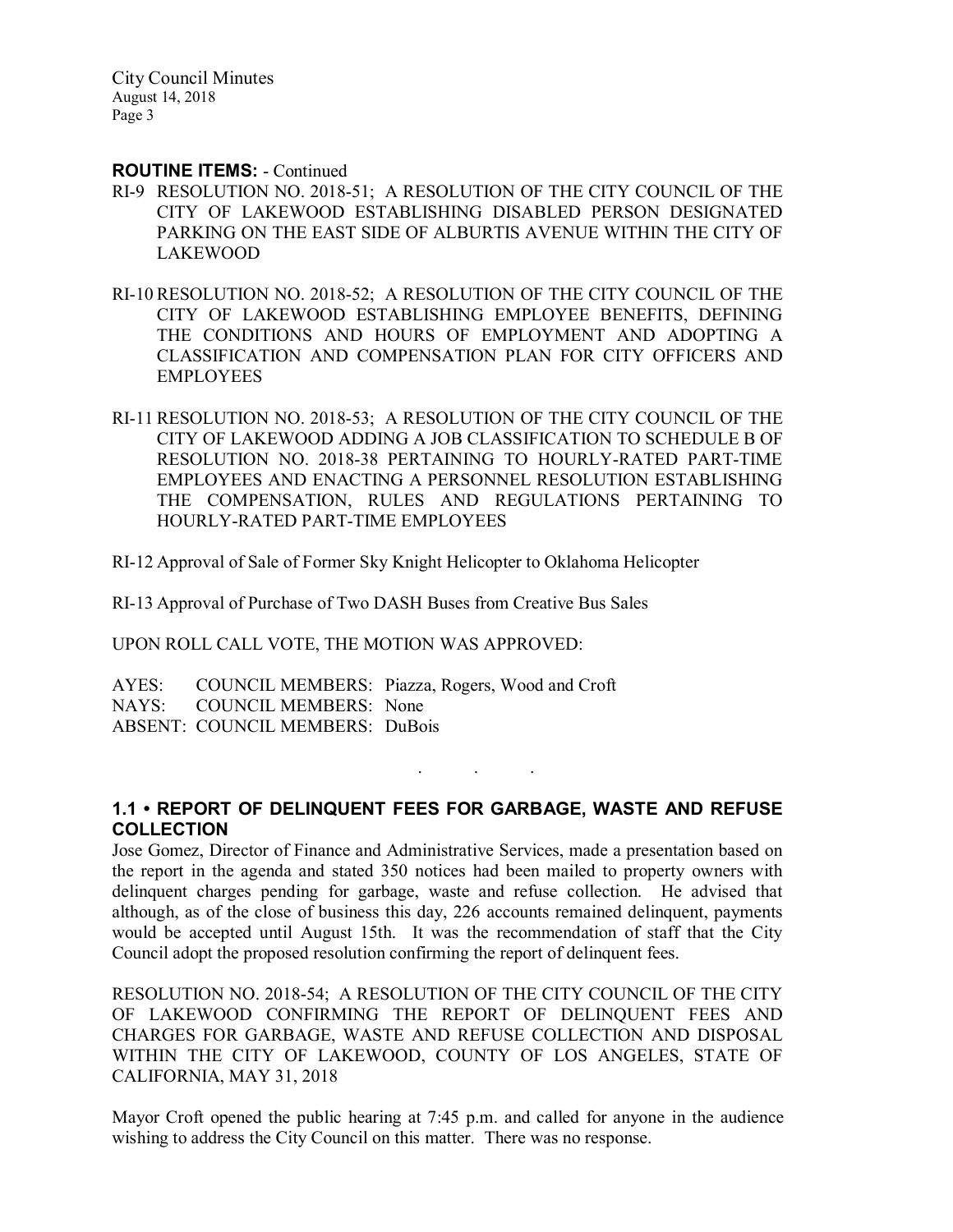**ROUTINE ITEMS:** - Continued

RI-9 RESOLUTION NO. 2018-51; A RESOLUTION OF THE CITY COUNCIL OF THE CITY OF LAKEWOOD ESTABLISHING DISABLED PERSON DESIGNATED PARKING ON THE EAST SIDE OF ALBURTIS AVENUE WITHIN THE CITY OF LAKEWOOD

RI-10 RESOLUTION NO. 2018-52; A RESOLUTION OF THE CITY COUNCIL OF THE CITY OF LAKEWOOD ESTABLISHING EMPLOYEE BENEFITS, DEFINING THE CONDITIONS AND HOURS OF EMPLOYMENT AND ADOPTING A CLASSIFICATION AND COMPENSATION PLAN FOR CITY OFFICERS AND EMPLOYEES

RI-11 RESOLUTION NO. 2018-53; A RESOLUTION OF THE CITY COUNCIL OF THE CITY OF LAKEWOOD ADDING A JOB CLASSIFICATION TO SCHEDULE B OF RESOLUTION NO. 2018-38 PERTAINING TO HOURLY-RATED PART-TIME EMPLOYEES AND ENACTING A PERSONNEL RESOLUTION ESTABLISHING THE COMPENSATION, RULES AND REGULATIONS PERTAINING TO HOURLY-RATED PART-TIME EMPLOYEES

RI-12 Approval of Sale of Former Sky Knight Helicopter to Oklahoma Helicopter

RI-13 Approval of Purchase of Two DASH Buses from Creative Bus Sales

UPON ROLL CALL VOTE, THE MOTION WAS APPROVED:

AYES: COUNCIL MEMBERS: Piazza, Rogers, Wood and Croft
NAYS: COUNCIL MEMBERS: None
ABSENT: COUNCIL MEMBERS: DuBois

. . .

### 1.1 • REPORT OF DELINQUENT FEES FOR GARBAGE, WASTE AND REFUSE COLLECTION

Jose Gomez, Director of Finance and Administrative Services, made a presentation based on the report in the agenda and stated 350 notices had been mailed to property owners with delinquent charges pending for garbage, waste and refuse collection. He advised that although, as of the close of business this day, 226 accounts remained delinquent, payments would be accepted until August 15th. It was the recommendation of staff that the City Council adopt the proposed resolution confirming the report of delinquent fees.

RESOLUTION NO. 2018-54; A RESOLUTION OF THE CITY COUNCIL OF THE CITY OF LAKEWOOD CONFIRMING THE REPORT OF DELINQUENT FEES AND CHARGES FOR GARBAGE, WASTE AND REFUSE COLLECTION AND DISPOSAL WITHIN THE CITY OF LAKEWOOD, COUNTY OF LOS ANGELES, STATE OF CALIFORNIA, MAY 31, 2018

Mayor Croft opened the public hearing at 7:45 p.m. and called for anyone in the audience wishing to address the City Council on this matter. There was no response.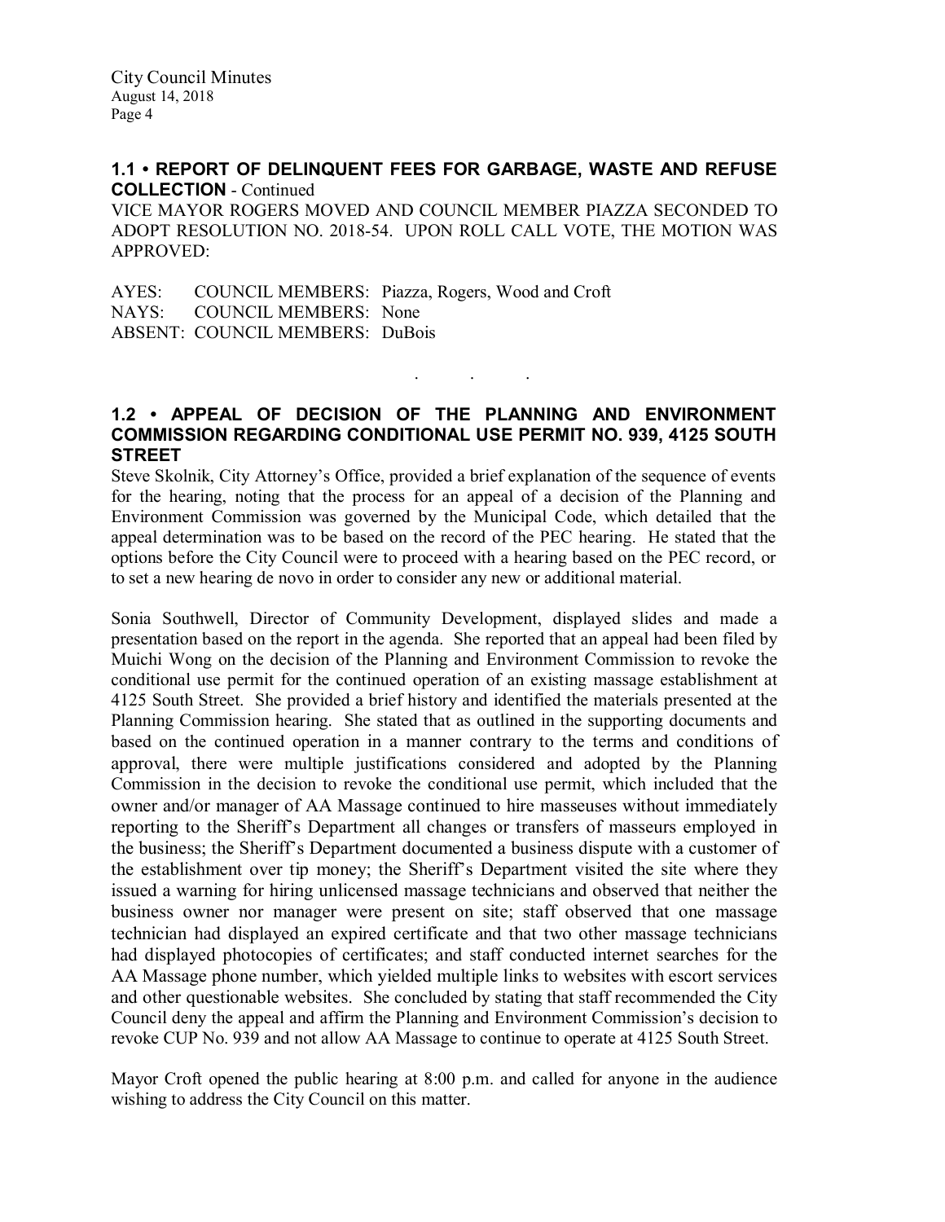### 1.1 • REPORT OF DELINQUENT FEES FOR GARBAGE, WASTE AND REFUSE COLLECTION - Continued

VICE MAYOR ROGERS MOVED AND COUNCIL MEMBER PIAZZA SECONDED TO ADOPT RESOLUTION NO. 2018-54. UPON ROLL CALL VOTE, THE MOTION WAS APPROVED:

AYES: COUNCIL MEMBERS: Piazza, Rogers, Wood and Croft
NAYS: COUNCIL MEMBERS: None
ABSENT: COUNCIL MEMBERS: DuBois

. . .

### 1.2 • APPEAL OF DECISION OF THE PLANNING AND ENVIRONMENT COMMISSION REGARDING CONDITIONAL USE PERMIT NO. 939, 4125 SOUTH STREET

Steve Skolnik, City Attorney's Office, provided a brief explanation of the sequence of events for the hearing, noting that the process for an appeal of a decision of the Planning and Environment Commission was governed by the Municipal Code, which detailed that the appeal determination was to be based on the record of the PEC hearing. He stated that the options before the City Council were to proceed with a hearing based on the PEC record, or to set a new hearing de novo in order to consider any new or additional material.

Sonia Southwell, Director of Community Development, displayed slides and made a presentation based on the report in the agenda. She reported that an appeal had been filed by Muichi Wong on the decision of the Planning and Environment Commission to revoke the conditional use permit for the continued operation of an existing massage establishment at 4125 South Street. She provided a brief history and identified the materials presented at the Planning Commission hearing. She stated that as outlined in the supporting documents and based on the continued operation in a manner contrary to the terms and conditions of approval, there were multiple justifications considered and adopted by the Planning Commission in the decision to revoke the conditional use permit, which included that the owner and/or manager of AA Massage continued to hire masseuses without immediately reporting to the Sheriff's Department all changes or transfers of masseurs employed in the business; the Sheriff's Department documented a business dispute with a customer of the establishment over tip money; the Sheriff's Department visited the site where they issued a warning for hiring unlicensed massage technicians and observed that neither the business owner nor manager were present on site; staff observed that one massage technician had displayed an expired certificate and that two other massage technicians had displayed photocopies of certificates; and staff conducted internet searches for the AA Massage phone number, which yielded multiple links to websites with escort services and other questionable websites. She concluded by stating that staff recommended the City Council deny the appeal and affirm the Planning and Environment Commission's decision to revoke CUP No. 939 and not allow AA Massage to continue to operate at 4125 South Street.

Mayor Croft opened the public hearing at 8:00 p.m. and called for anyone in the audience wishing to address the City Council on this matter.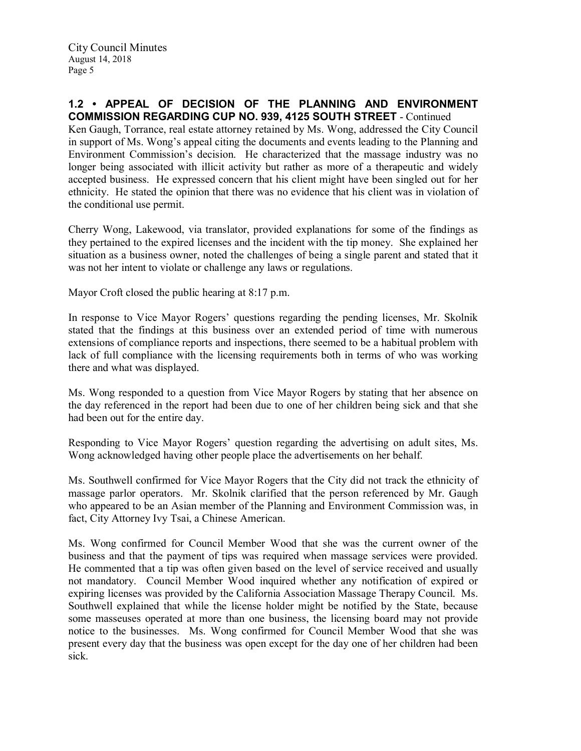## 1.2 • APPEAL OF DECISION OF THE PLANNING AND ENVIRONMENT COMMISSION REGARDING CUP NO. 939, 4125 SOUTH STREET - Continued

Ken Gaugh, Torrance, real estate attorney retained by Ms. Wong, addressed the City Council in support of Ms. Wong's appeal citing the documents and events leading to the Planning and Environment Commission's decision. He characterized that the massage industry was no longer being associated with illicit activity but rather as more of a therapeutic and widely accepted business. He expressed concern that his client might have been singled out for her ethnicity. He stated the opinion that there was no evidence that his client was in violation of the conditional use permit.

Cherry Wong, Lakewood, via translator, provided explanations for some of the findings as they pertained to the expired licenses and the incident with the tip money. She explained her situation as a business owner, noted the challenges of being a single parent and stated that it was not her intent to violate or challenge any laws or regulations.

Mayor Croft closed the public hearing at 8:17 p.m.

In response to Vice Mayor Rogers' questions regarding the pending licenses, Mr. Skolnik stated that the findings at this business over an extended period of time with numerous extensions of compliance reports and inspections, there seemed to be a habitual problem with lack of full compliance with the licensing requirements both in terms of who was working there and what was displayed.

Ms. Wong responded to a question from Vice Mayor Rogers by stating that her absence on the day referenced in the report had been due to one of her children being sick and that she had been out for the entire day.

Responding to Vice Mayor Rogers' question regarding the advertising on adult sites, Ms. Wong acknowledged having other people place the advertisements on her behalf.

Ms. Southwell confirmed for Vice Mayor Rogers that the City did not track the ethnicity of massage parlor operators. Mr. Skolnik clarified that the person referenced by Mr. Gaugh who appeared to be an Asian member of the Planning and Environment Commission was, in fact, City Attorney Ivy Tsai, a Chinese American.

Ms. Wong confirmed for Council Member Wood that she was the current owner of the business and that the payment of tips was required when massage services were provided. He commented that a tip was often given based on the level of service received and usually not mandatory. Council Member Wood inquired whether any notification of expired or expiring licenses was provided by the California Association Massage Therapy Council. Ms. Southwell explained that while the license holder might be notified by the State, because some masseuses operated at more than one business, the licensing board may not provide notice to the businesses. Ms. Wong confirmed for Council Member Wood that she was present every day that the business was open except for the day one of her children had been sick.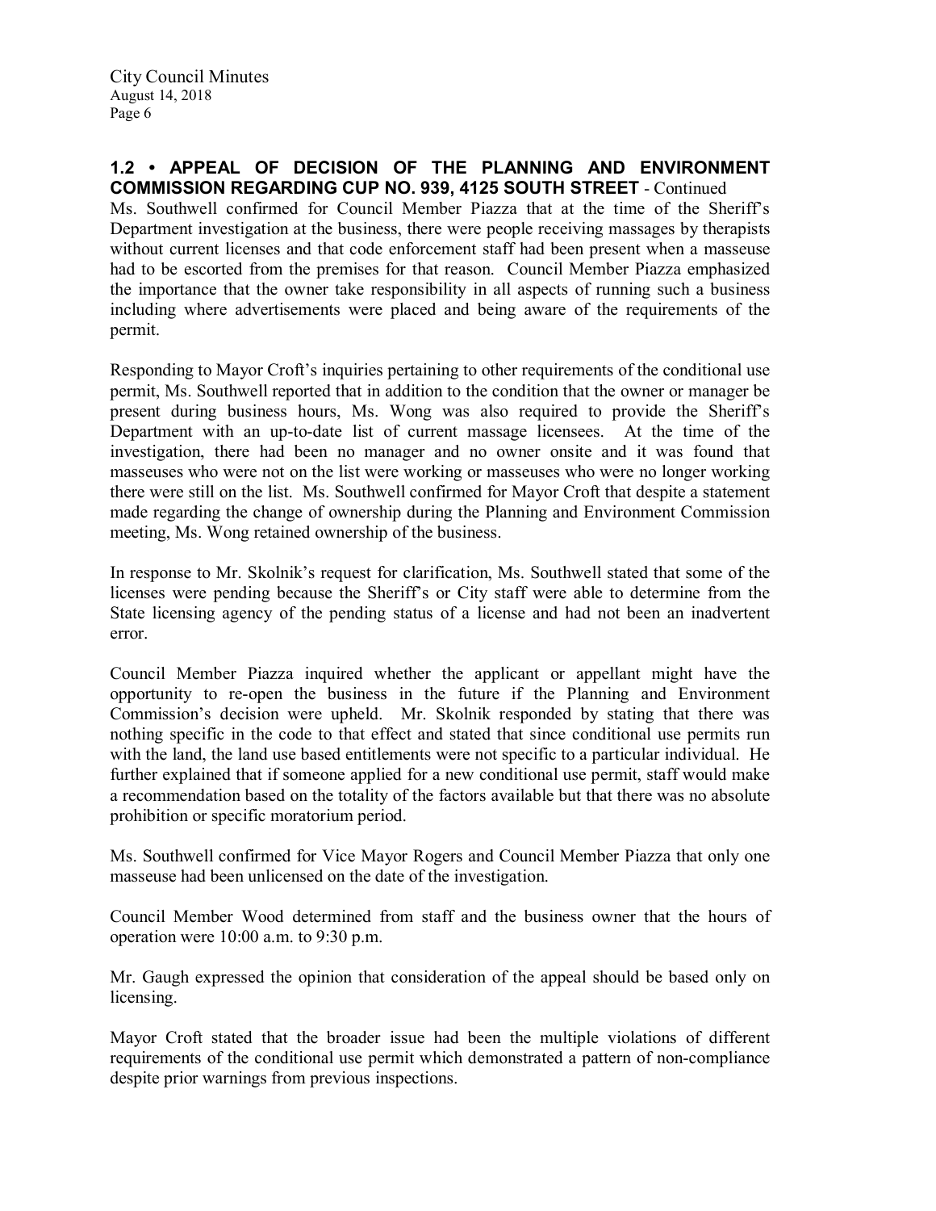## 1.2 • APPEAL OF DECISION OF THE PLANNING AND ENVIRONMENT COMMISSION REGARDING CUP NO. 939, 4125 SOUTH STREET - Continued

Ms. Southwell confirmed for Council Member Piazza that at the time of the Sheriff's Department investigation at the business, there were people receiving massages by therapists without current licenses and that code enforcement staff had been present when a masseuse had to be escorted from the premises for that reason. Council Member Piazza emphasized the importance that the owner take responsibility in all aspects of running such a business including where advertisements were placed and being aware of the requirements of the permit.

Responding to Mayor Croft's inquiries pertaining to other requirements of the conditional use permit, Ms. Southwell reported that in addition to the condition that the owner or manager be present during business hours, Ms. Wong was also required to provide the Sheriff's Department with an up-to-date list of current massage licensees. At the time of the investigation, there had been no manager and no owner onsite and it was found that masseuses who were not on the list were working or masseuses who were no longer working there were still on the list. Ms. Southwell confirmed for Mayor Croft that despite a statement made regarding the change of ownership during the Planning and Environment Commission meeting, Ms. Wong retained ownership of the business.

In response to Mr. Skolnik's request for clarification, Ms. Southwell stated that some of the licenses were pending because the Sheriff's or City staff were able to determine from the State licensing agency of the pending status of a license and had not been an inadvertent error.

Council Member Piazza inquired whether the applicant or appellant might have the opportunity to re-open the business in the future if the Planning and Environment Commission's decision were upheld. Mr. Skolnik responded by stating that there was nothing specific in the code to that effect and stated that since conditional use permits run with the land, the land use based entitlements were not specific to a particular individual. He further explained that if someone applied for a new conditional use permit, staff would make a recommendation based on the totality of the factors available but that there was no absolute prohibition or specific moratorium period.

Ms. Southwell confirmed for Vice Mayor Rogers and Council Member Piazza that only one masseuse had been unlicensed on the date of the investigation.

Council Member Wood determined from staff and the business owner that the hours of operation were 10:00 a.m. to 9:30 p.m.

Mr. Gaugh expressed the opinion that consideration of the appeal should be based only on licensing.

Mayor Croft stated that the broader issue had been the multiple violations of different requirements of the conditional use permit which demonstrated a pattern of non-compliance despite prior warnings from previous inspections.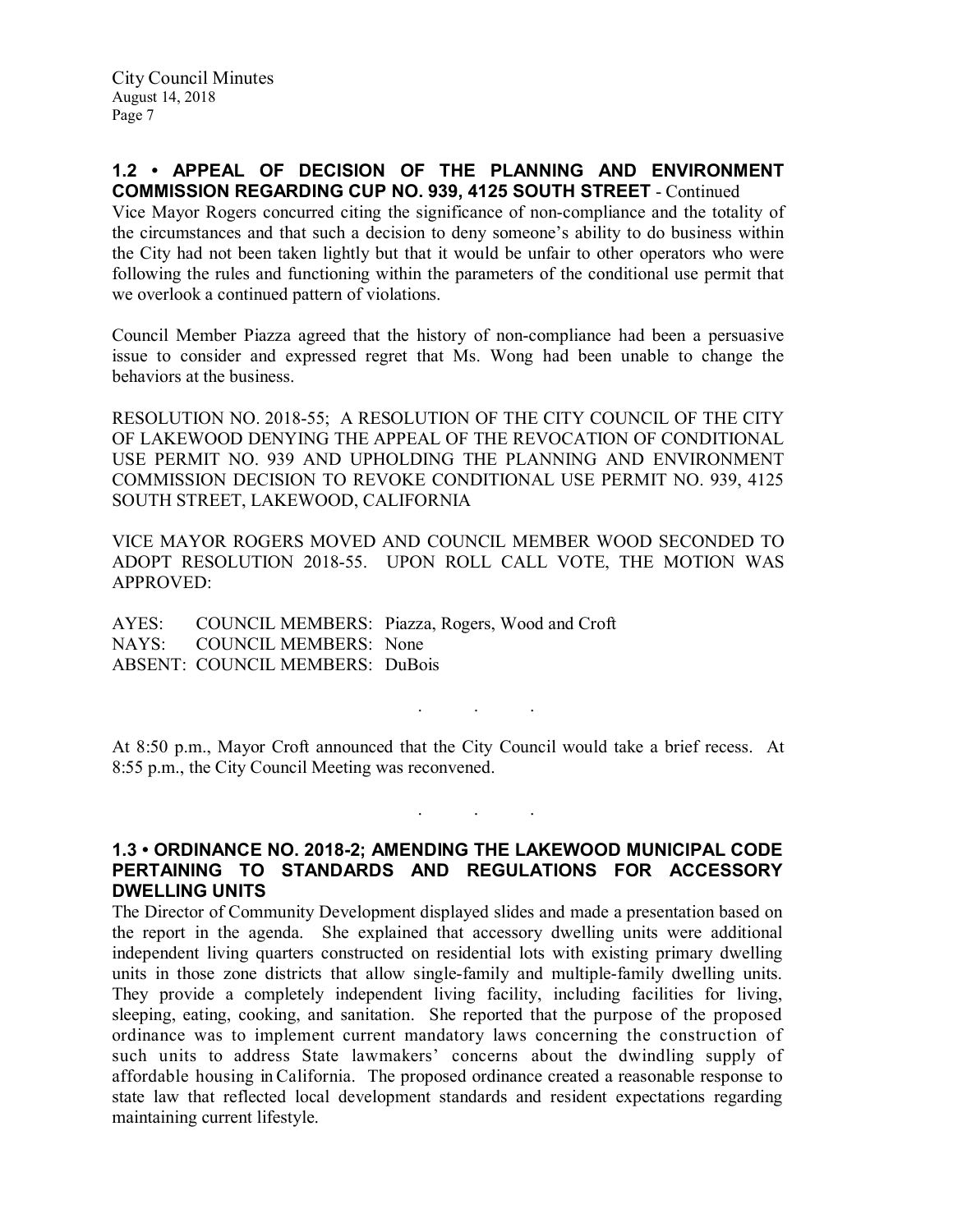### 1.2 • APPEAL OF DECISION OF THE PLANNING AND ENVIRONMENT COMMISSION REGARDING CUP NO. 939, 4125 SOUTH STREET - Continued

Vice Mayor Rogers concurred citing the significance of non-compliance and the totality of the circumstances and that such a decision to deny someone's ability to do business within the City had not been taken lightly but that it would be unfair to other operators who were following the rules and functioning within the parameters of the conditional use permit that we overlook a continued pattern of violations.

Council Member Piazza agreed that the history of non-compliance had been a persuasive issue to consider and expressed regret that Ms. Wong had been unable to change the behaviors at the business.

RESOLUTION NO. 2018-55; A RESOLUTION OF THE CITY COUNCIL OF THE CITY OF LAKEWOOD DENYING THE APPEAL OF THE REVOCATION OF CONDITIONAL USE PERMIT NO. 939 AND UPHOLDING THE PLANNING AND ENVIRONMENT COMMISSION DECISION TO REVOKE CONDITIONAL USE PERMIT NO. 939, 4125 SOUTH STREET, LAKEWOOD, CALIFORNIA

VICE MAYOR ROGERS MOVED AND COUNCIL MEMBER WOOD SECONDED TO ADOPT RESOLUTION 2018-55. UPON ROLL CALL VOTE, THE MOTION WAS APPROVED:

AYES: COUNCIL MEMBERS: Piazza, Rogers, Wood and Croft
NAYS: COUNCIL MEMBERS: None
ABSENT: COUNCIL MEMBERS: DuBois

. . .

At 8:50 p.m., Mayor Croft announced that the City Council would take a brief recess. At 8:55 p.m., the City Council Meeting was reconvened.

. . .

### 1.3 • ORDINANCE NO. 2018-2; AMENDING THE LAKEWOOD MUNICIPAL CODE PERTAINING TO STANDARDS AND REGULATIONS FOR ACCESSORY DWELLING UNITS

The Director of Community Development displayed slides and made a presentation based on the report in the agenda. She explained that accessory dwelling units were additional independent living quarters constructed on residential lots with existing primary dwelling units in those zone districts that allow single-family and multiple-family dwelling units. They provide a completely independent living facility, including facilities for living, sleeping, eating, cooking, and sanitation. She reported that the purpose of the proposed ordinance was to implement current mandatory laws concerning the construction of such units to address State lawmakers' concerns about the dwindling supply of affordable housing in California. The proposed ordinance created a reasonable response to state law that reflected local development standards and resident expectations regarding maintaining current lifestyle.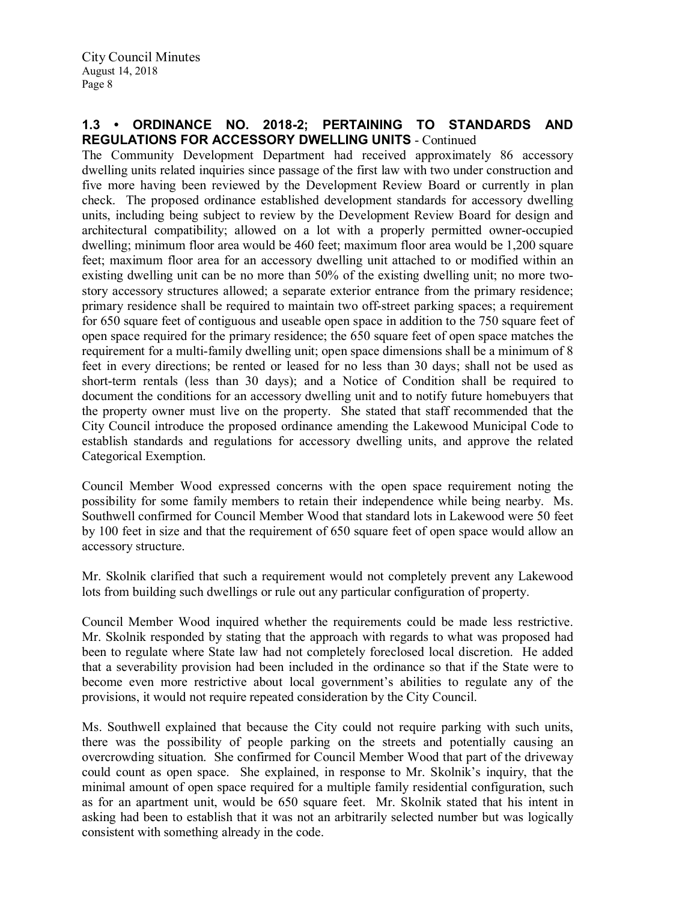### 1.3 • ORDINANCE NO. 2018-2; PERTAINING TO STANDARDS AND REGULATIONS FOR ACCESSORY DWELLING UNITS - Continued

The Community Development Department had received approximately 86 accessory dwelling units related inquiries since passage of the first law with two under construction and five more having been reviewed by the Development Review Board or currently in plan check. The proposed ordinance established development standards for accessory dwelling units, including being subject to review by the Development Review Board for design and architectural compatibility; allowed on a lot with a properly permitted owner-occupied dwelling; minimum floor area would be 460 feet; maximum floor area would be 1,200 square feet; maximum floor area for an accessory dwelling unit attached to or modified within an existing dwelling unit can be no more than 50% of the existing dwelling unit; no more two-story accessory structures allowed; a separate exterior entrance from the primary residence; primary residence shall be required to maintain two off-street parking spaces; a requirement for 650 square feet of contiguous and useable open space in addition to the 750 square feet of open space required for the primary residence; the 650 square feet of open space matches the requirement for a multi-family dwelling unit; open space dimensions shall be a minimum of 8 feet in every directions; be rented or leased for no less than 30 days; shall not be used as short-term rentals (less than 30 days); and a Notice of Condition shall be required to document the conditions for an accessory dwelling unit and to notify future homebuyers that the property owner must live on the property. She stated that staff recommended that the City Council introduce the proposed ordinance amending the Lakewood Municipal Code to establish standards and regulations for accessory dwelling units, and approve the related Categorical Exemption.

Council Member Wood expressed concerns with the open space requirement noting the possibility for some family members to retain their independence while being nearby. Ms. Southwell confirmed for Council Member Wood that standard lots in Lakewood were 50 feet by 100 feet in size and that the requirement of 650 square feet of open space would allow an accessory structure.

Mr. Skolnik clarified that such a requirement would not completely prevent any Lakewood lots from building such dwellings or rule out any particular configuration of property.

Council Member Wood inquired whether the requirements could be made less restrictive. Mr. Skolnik responded by stating that the approach with regards to what was proposed had been to regulate where State law had not completely foreclosed local discretion. He added that a severability provision had been included in the ordinance so that if the State were to become even more restrictive about local government's abilities to regulate any of the provisions, it would not require repeated consideration by the City Council.

Ms. Southwell explained that because the City could not require parking with such units, there was the possibility of people parking on the streets and potentially causing an overcrowding situation. She confirmed for Council Member Wood that part of the driveway could count as open space. She explained, in response to Mr. Skolnik's inquiry, that the minimal amount of open space required for a multiple family residential configuration, such as for an apartment unit, would be 650 square feet. Mr. Skolnik stated that his intent in asking had been to establish that it was not an arbitrarily selected number but was logically consistent with something already in the code.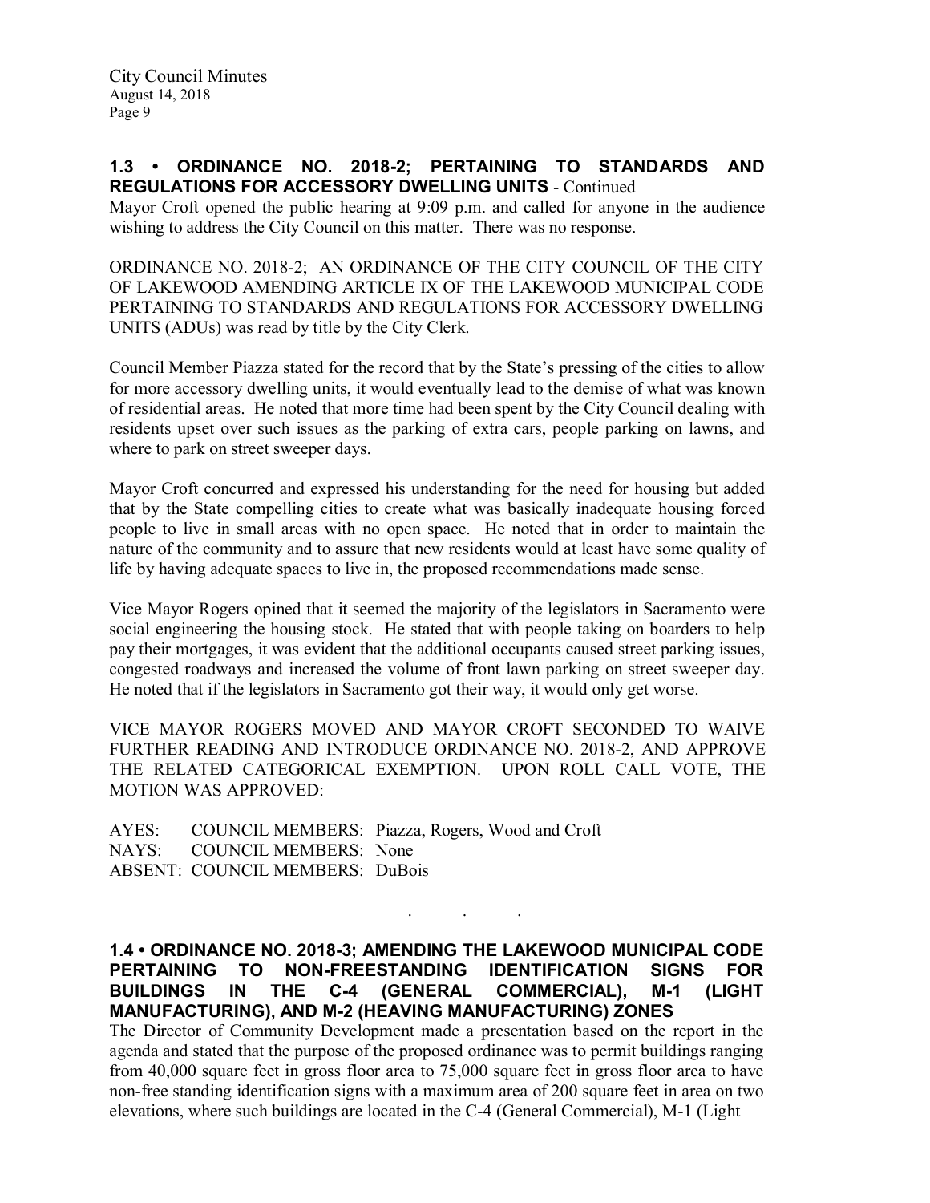**1.3 • ORDINANCE NO. 2018-2; PERTAINING TO STANDARDS AND REGULATIONS FOR ACCESSORY DWELLING UNITS** - Continued

Mayor Croft opened the public hearing at 9:09 p.m. and called for anyone in the audience wishing to address the City Council on this matter. There was no response.

ORDINANCE NO. 2018-2; AN ORDINANCE OF THE CITY COUNCIL OF THE CITY OF LAKEWOOD AMENDING ARTICLE IX OF THE LAKEWOOD MUNICIPAL CODE PERTAINING TO STANDARDS AND REGULATIONS FOR ACCESSORY DWELLING UNITS (ADUs) was read by title by the City Clerk.

Council Member Piazza stated for the record that by the State's pressing of the cities to allow for more accessory dwelling units, it would eventually lead to the demise of what was known of residential areas. He noted that more time had been spent by the City Council dealing with residents upset over such issues as the parking of extra cars, people parking on lawns, and where to park on street sweeper days.

Mayor Croft concurred and expressed his understanding for the need for housing but added that by the State compelling cities to create what was basically inadequate housing forced people to live in small areas with no open space. He noted that in order to maintain the nature of the community and to assure that new residents would at least have some quality of life by having adequate spaces to live in, the proposed recommendations made sense.

Vice Mayor Rogers opined that it seemed the majority of the legislators in Sacramento were social engineering the housing stock. He stated that with people taking on boarders to help pay their mortgages, it was evident that the additional occupants caused street parking issues, congested roadways and increased the volume of front lawn parking on street sweeper day. He noted that if the legislators in Sacramento got their way, it would only get worse.

VICE MAYOR ROGERS MOVED AND MAYOR CROFT SECONDED TO WAIVE FURTHER READING AND INTRODUCE ORDINANCE NO. 2018-2, AND APPROVE THE RELATED CATEGORICAL EXEMPTION. UPON ROLL CALL VOTE, THE MOTION WAS APPROVED:

AYES: COUNCIL MEMBERS: Piazza, Rogers, Wood and Croft
NAYS: COUNCIL MEMBERS: None
ABSENT: COUNCIL MEMBERS: DuBois

. . .

**1.4 • ORDINANCE NO. 2018-3; AMENDING THE LAKEWOOD MUNICIPAL CODE PERTAINING TO NON-FREESTANDING IDENTIFICATION SIGNS FOR BUILDINGS IN THE C-4 (GENERAL COMMERCIAL), M-1 (LIGHT MANUFACTURING), AND M-2 (HEAVING MANUFACTURING) ZONES**

The Director of Community Development made a presentation based on the report in the agenda and stated that the purpose of the proposed ordinance was to permit buildings ranging from 40,000 square feet in gross floor area to 75,000 square feet in gross floor area to have non-free standing identification signs with a maximum area of 200 square feet in area on two elevations, where such buildings are located in the C-4 (General Commercial), M-1 (Light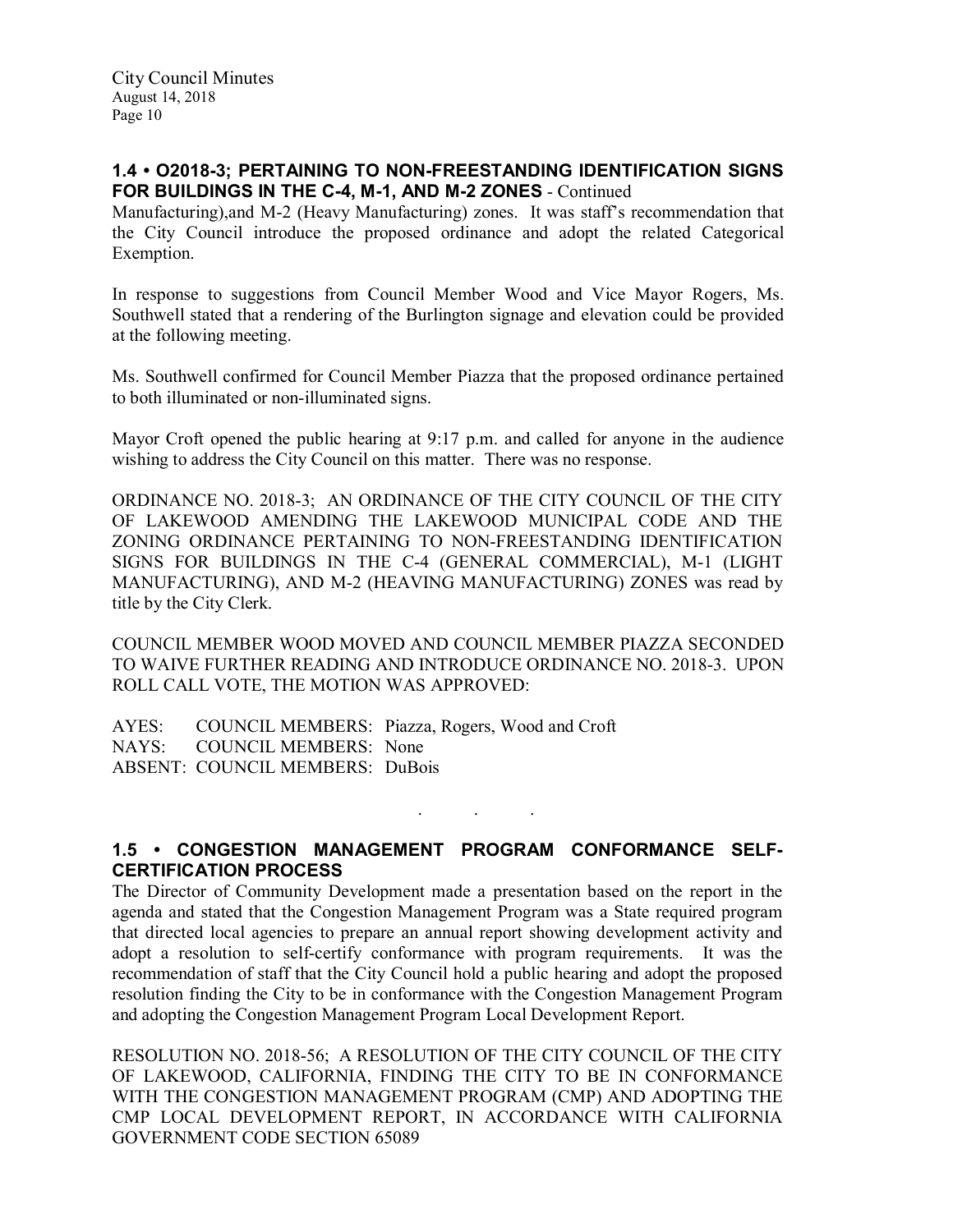### 1.4 • O2018-3; PERTAINING TO NON-FREESTANDING IDENTIFICATION SIGNS FOR BUILDINGS IN THE C-4, M-1, AND M-2 ZONES - Continued

Manufacturing),and M-2 (Heavy Manufacturing) zones. It was staff's recommendation that the City Council introduce the proposed ordinance and adopt the related Categorical Exemption.

In response to suggestions from Council Member Wood and Vice Mayor Rogers, Ms. Southwell stated that a rendering of the Burlington signage and elevation could be provided at the following meeting.

Ms. Southwell confirmed for Council Member Piazza that the proposed ordinance pertained to both illuminated or non-illuminated signs.

Mayor Croft opened the public hearing at 9:17 p.m. and called for anyone in the audience wishing to address the City Council on this matter. There was no response.

ORDINANCE NO. 2018-3; AN ORDINANCE OF THE CITY COUNCIL OF THE CITY OF LAKEWOOD AMENDING THE LAKEWOOD MUNICIPAL CODE AND THE ZONING ORDINANCE PERTAINING TO NON-FREESTANDING IDENTIFICATION SIGNS FOR BUILDINGS IN THE C-4 (GENERAL COMMERCIAL), M-1 (LIGHT MANUFACTURING), AND M-2 (HEAVING MANUFACTURING) ZONES was read by title by the City Clerk.

COUNCIL MEMBER WOOD MOVED AND COUNCIL MEMBER PIAZZA SECONDED TO WAIVE FURTHER READING AND INTRODUCE ORDINANCE NO. 2018-3. UPON ROLL CALL VOTE, THE MOTION WAS APPROVED:

AYES: COUNCIL MEMBERS: Piazza, Rogers, Wood and Croft
NAYS: COUNCIL MEMBERS: None
ABSENT: COUNCIL MEMBERS: DuBois

. . .

### 1.5 • CONGESTION MANAGEMENT PROGRAM CONFORMANCE SELF-CERTIFICATION PROCESS

The Director of Community Development made a presentation based on the report in the agenda and stated that the Congestion Management Program was a State required program that directed local agencies to prepare an annual report showing development activity and adopt a resolution to self-certify conformance with program requirements. It was the recommendation of staff that the City Council hold a public hearing and adopt the proposed resolution finding the City to be in conformance with the Congestion Management Program and adopting the Congestion Management Program Local Development Report.

RESOLUTION NO. 2018-56; A RESOLUTION OF THE CITY COUNCIL OF THE CITY OF LAKEWOOD, CALIFORNIA, FINDING THE CITY TO BE IN CONFORMANCE WITH THE CONGESTION MANAGEMENT PROGRAM (CMP) AND ADOPTING THE CMP LOCAL DEVELOPMENT REPORT, IN ACCORDANCE WITH CALIFORNIA GOVERNMENT CODE SECTION 65089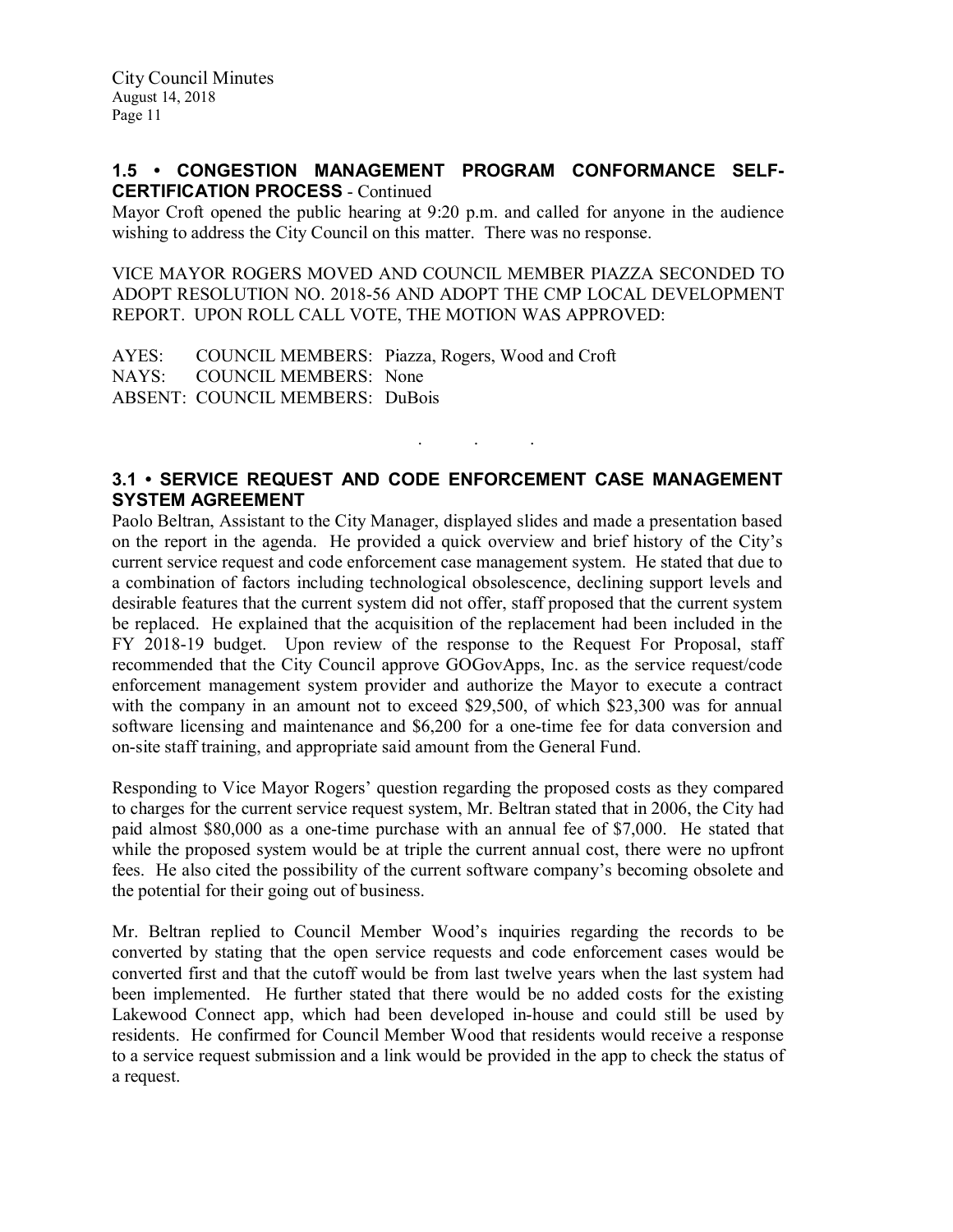### 1.5 • CONGESTION MANAGEMENT PROGRAM CONFORMANCE SELF-CERTIFICATION PROCESS - Continued

Mayor Croft opened the public hearing at 9:20 p.m. and called for anyone in the audience wishing to address the City Council on this matter. There was no response.

VICE MAYOR ROGERS MOVED AND COUNCIL MEMBER PIAZZA SECONDED TO ADOPT RESOLUTION NO. 2018-56 AND ADOPT THE CMP LOCAL DEVELOPMENT REPORT. UPON ROLL CALL VOTE, THE MOTION WAS APPROVED:

AYES: COUNCIL MEMBERS: Piazza, Rogers, Wood and Croft
NAYS: COUNCIL MEMBERS: None
ABSENT: COUNCIL MEMBERS: DuBois

. . .

### 3.1 • SERVICE REQUEST AND CODE ENFORCEMENT CASE MANAGEMENT SYSTEM AGREEMENT

Paolo Beltran, Assistant to the City Manager, displayed slides and made a presentation based on the report in the agenda. He provided a quick overview and brief history of the City's current service request and code enforcement case management system. He stated that due to a combination of factors including technological obsolescence, declining support levels and desirable features that the current system did not offer, staff proposed that the current system be replaced. He explained that the acquisition of the replacement had been included in the FY 2018-19 budget. Upon review of the response to the Request For Proposal, staff recommended that the City Council approve GOGovApps, Inc. as the service request/code enforcement management system provider and authorize the Mayor to execute a contract with the company in an amount not to exceed $29,500, of which $23,300 was for annual software licensing and maintenance and $6,200 for a one-time fee for data conversion and on-site staff training, and appropriate said amount from the General Fund.

Responding to Vice Mayor Rogers' question regarding the proposed costs as they compared to charges for the current service request system, Mr. Beltran stated that in 2006, the City had paid almost $80,000 as a one-time purchase with an annual fee of $7,000. He stated that while the proposed system would be at triple the current annual cost, there were no upfront fees. He also cited the possibility of the current software company's becoming obsolete and the potential for their going out of business.

Mr. Beltran replied to Council Member Wood's inquiries regarding the records to be converted by stating that the open service requests and code enforcement cases would be converted first and that the cutoff would be from last twelve years when the last system had been implemented. He further stated that there would be no added costs for the existing Lakewood Connect app, which had been developed in-house and could still be used by residents. He confirmed for Council Member Wood that residents would receive a response to a service request submission and a link would be provided in the app to check the status of a request.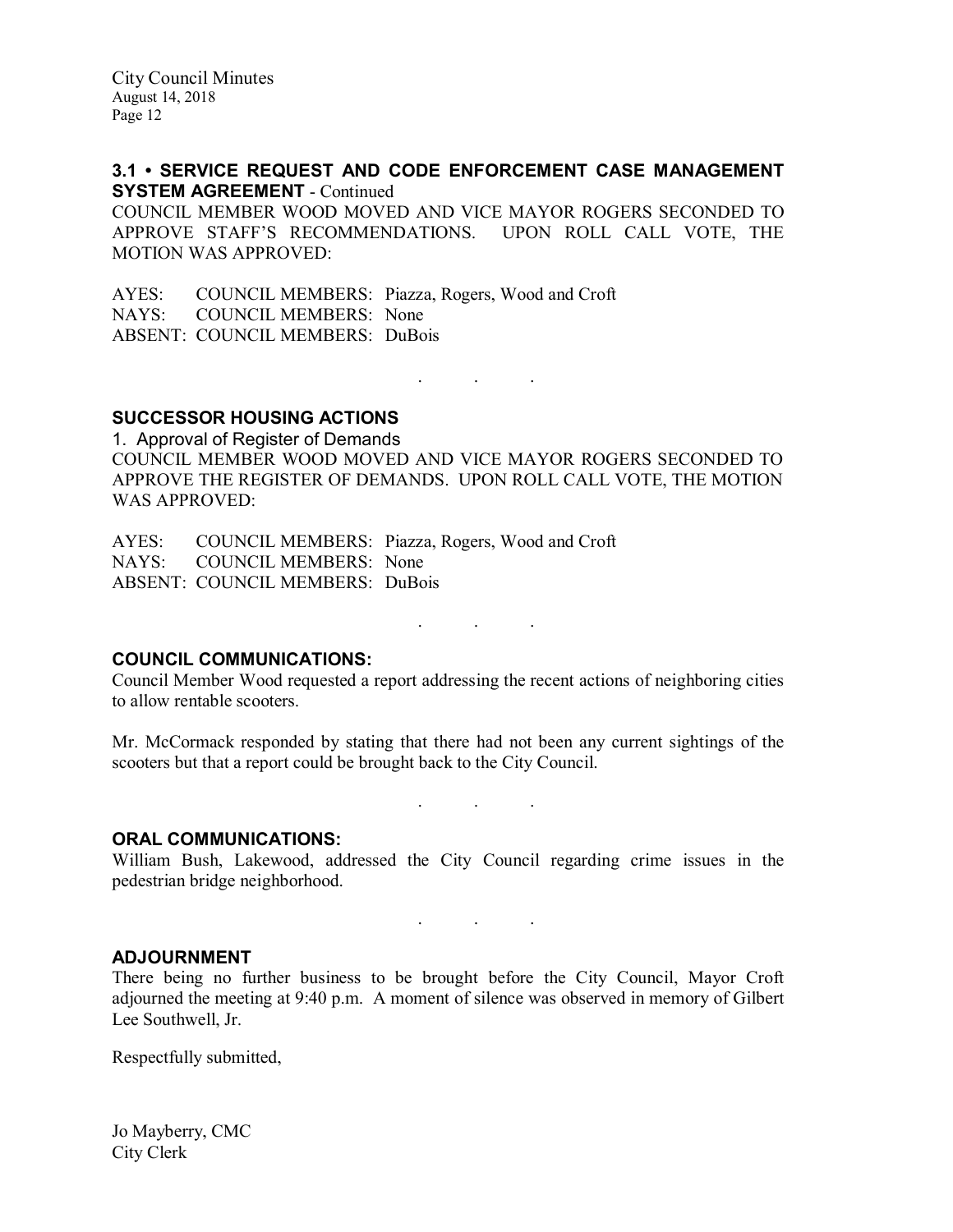### 3.1 • SERVICE REQUEST AND CODE ENFORCEMENT CASE MANAGEMENT SYSTEM AGREEMENT - Continued

COUNCIL MEMBER WOOD MOVED AND VICE MAYOR ROGERS SECONDED TO APPROVE STAFF'S RECOMMENDATIONS. UPON ROLL CALL VOTE, THE MOTION WAS APPROVED:

AYES: COUNCIL MEMBERS: Piazza, Rogers, Wood and Croft
NAYS: COUNCIL MEMBERS: None
ABSENT: COUNCIL MEMBERS: DuBois

. . .

### SUCCESSOR HOUSING ACTIONS

1. Approval of Register of Demands

COUNCIL MEMBER WOOD MOVED AND VICE MAYOR ROGERS SECONDED TO APPROVE THE REGISTER OF DEMANDS. UPON ROLL CALL VOTE, THE MOTION WAS APPROVED:

AYES: COUNCIL MEMBERS: Piazza, Rogers, Wood and Croft
NAYS: COUNCIL MEMBERS: None
ABSENT: COUNCIL MEMBERS: DuBois

. . .

### COUNCIL COMMUNICATIONS:

Council Member Wood requested a report addressing the recent actions of neighboring cities to allow rentable scooters.

Mr. McCormack responded by stating that there had not been any current sightings of the scooters but that a report could be brought back to the City Council.

. . .

### ORAL COMMUNICATIONS:

William Bush, Lakewood, addressed the City Council regarding crime issues in the pedestrian bridge neighborhood.

. . .

### ADJOURNMENT

There being no further business to be brought before the City Council, Mayor Croft adjourned the meeting at 9:40 p.m. A moment of silence was observed in memory of Gilbert Lee Southwell, Jr.

Respectfully submitted,

Jo Mayberry, CMC
City Clerk